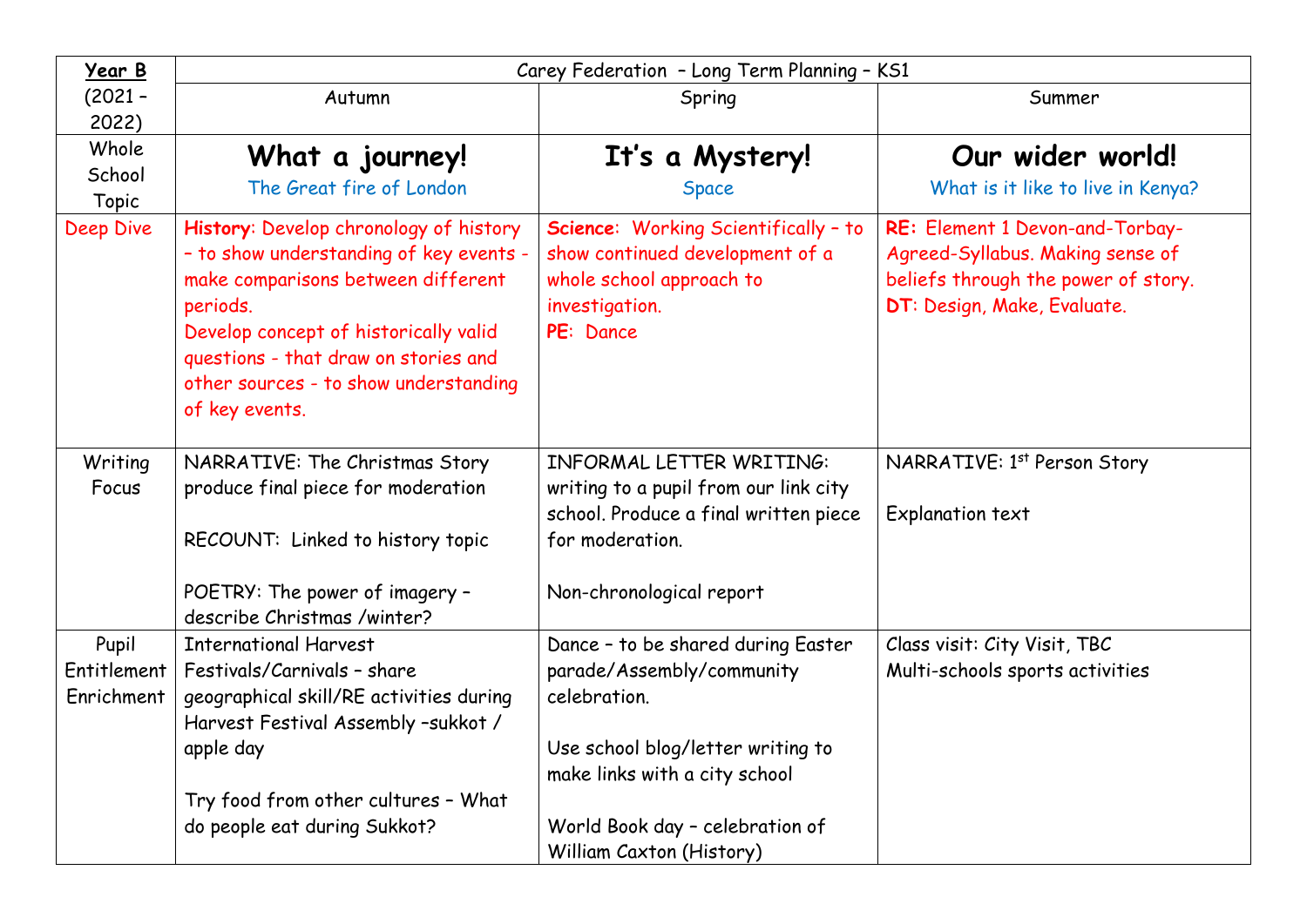| **Year B** (2021 – 2022) | Carey Federation – Long Term Planning – KS1 | | |
|---|---|---|---|
| | Autumn | Spring | Summer |
| Whole School Topic | **What a journey!** The Great fire of London | **It's a Mystery!** Space | **Our wider world!** What is it like to live in Kenya? |
| Deep Dive | **History**: Develop chronology of history – to show understanding of key events - make comparisons between different periods. Develop concept of historically valid questions - that draw on stories and other sources - to show understanding of key events. | **Science**: Working Scientifically – to show continued development of a whole school approach to investigation. **PE**: Dance | **RE:** Element 1 Devon-and-Torbay-Agreed-Syllabus. Making sense of beliefs through the power of story. **DT**: Design, Make, Evaluate. |
| Writing Focus | NARRATIVE: The Christmas Story produce final piece for moderation<br><br>RECOUNT: Linked to history topic<br><br>POETRY: The power of imagery – describe Christmas /winter? | INFORMAL LETTER WRITING: writing to a pupil from our link city school. Produce a final written piece for moderation.<br><br>Non-chronological report | NARRATIVE: 1st Person Story<br><br>Explanation text |
| Pupil Entitlement Enrichment | International Harvest Festivals/Carnivals – share geographical skill/RE activities during Harvest Festival Assembly –sukkot / apple day<br><br>Try food from other cultures – What do people eat during Sukkot? | Dance – to be shared during Easter parade/Assembly/community celebration.<br><br>Use school blog/letter writing to make links with a city school<br><br>World Book day – celebration of William Caxton (History) | Class visit: City Visit, TBC<br>Multi-schools sports activities |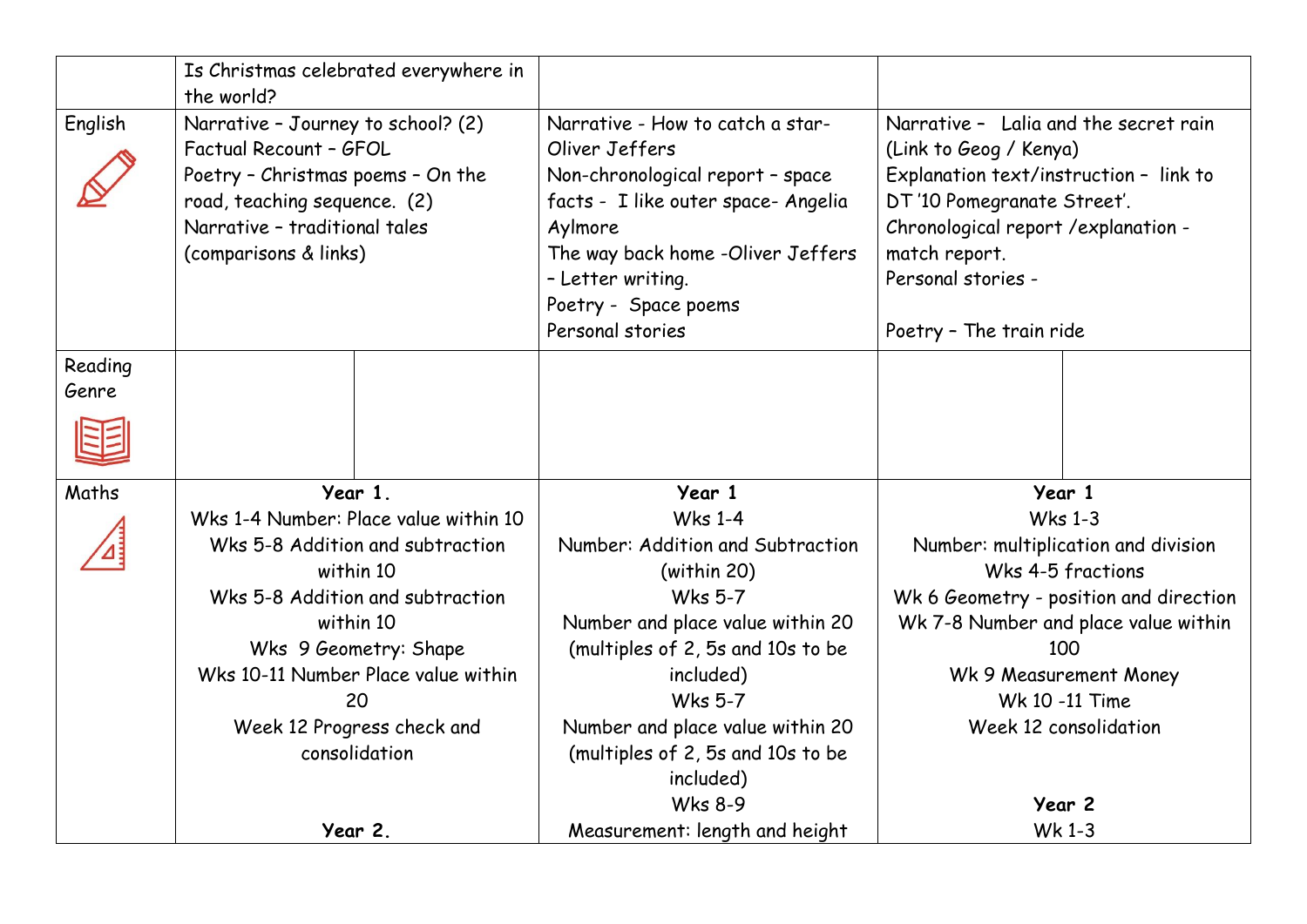| | | | |
|---|---|---|---|
| | Is Christmas celebrated everywhere in the world? | | |
| English | Narrative – Journey to school? (2)<br>Factual Recount – GFOL<br>Poetry – Christmas poems – On the road, teaching sequence. (2)<br>Narrative – traditional tales (comparisons & links) | Narrative - How to catch a star- Oliver Jeffers<br>Non-chronological report – space facts - I like outer space- Angelia Aylmore<br>The way back home -Oliver Jeffers – Letter writing.<br>Poetry - Space poems<br>Personal stories | Narrative – Lalia and the secret rain (Link to Geog / Kenya)<br>Explanation text/instruction – link to DT '10 Pomegranate Street'.<br>Chronological report /explanation - match report.<br>Personal stories -<br><br>Poetry – The train ride |
| Reading Genre | | | |
| Maths | **Year 1.**<br>Wks 1-4 Number: Place value within 10<br>Wks 5-8 Addition and subtraction within 10<br>Wks 5-8 Addition and subtraction within 10<br>Wks 9 Geometry: Shape<br>Wks 10-11 Number Place value within 20<br>Week 12 Progress check and consolidation<br><br>**Year 2.** | **Year 1**<br>Wks 1-4<br>Number: Addition and Subtraction (within 20)<br>Wks 5-7<br>Number and place value within 20 (multiples of 2, 5s and 10s to be included)<br>Wks 5-7<br>Number and place value within 20 (multiples of 2, 5s and 10s to be included)<br>Wks 8-9<br>Measurement: length and height | **Year 1**<br>Wks 1-3<br>Number: multiplication and division<br>Wks 4-5 fractions<br>Wk 6 Geometry - position and direction<br>Wk 7-8 Number and place value within 100<br>Wk 9 Measurement Money<br>Wk 10 -11 Time<br>Week 12 consolidation<br><br>**Year 2**<br>Wk 1-3 |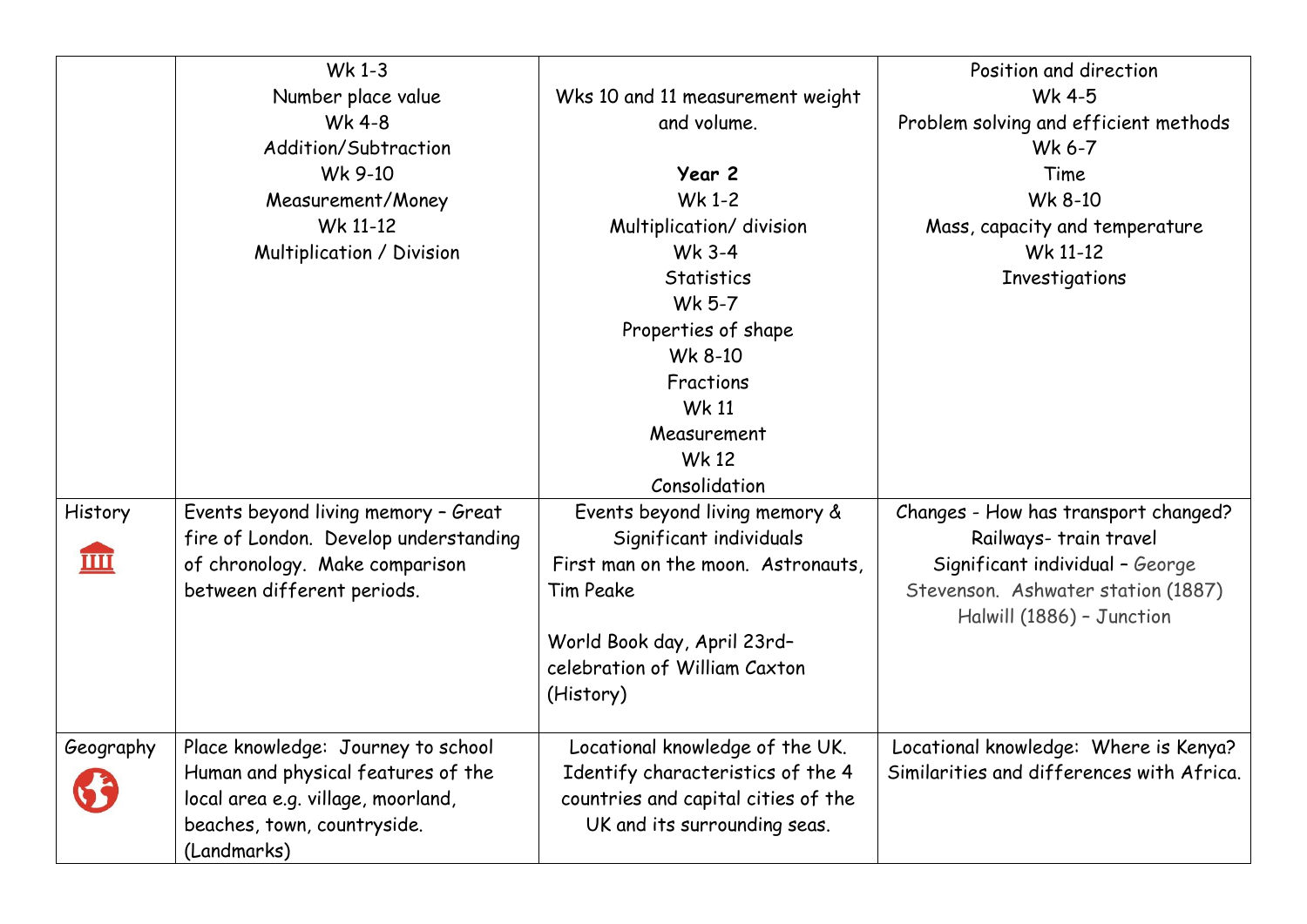| | | | |
|---|---|---|---|
| | Wk 1-3<br>Number place value<br>Wk 4-8<br>Addition/Subtraction<br>Wk 9-10<br>Measurement/Money<br>Wk 11-12<br>Multiplication / Division | Wks 10 and 11 measurement weight and volume.<br><br>**Year 2**<br>Wk 1-2<br>Multiplication/ division<br>Wk 3-4<br>Statistics<br>Wk 5-7<br>Properties of shape<br>Wk 8-10<br>Fractions<br>Wk 11<br>Measurement<br>Wk 12<br>Consolidation | Position and direction<br>Wk 4-5<br>Problem solving and efficient methods<br>Wk 6-7<br>Time<br>Wk 8-10<br>Mass, capacity and temperature<br>Wk 11-12<br>Investigations |
| History | Events beyond living memory – Great fire of London. Develop understanding of chronology. Make comparison between different periods. | Events beyond living memory & Significant individuals<br>First man on the moon. Astronauts, Tim Peake<br><br>World Book day, April 23rd– celebration of William Caxton (History) | Changes - How has transport changed?<br>Railways- train travel<br>Significant individual – George Stevenson. Ashwater station (1887) Halwill (1886) – Junction |
| Geography | Place knowledge: Journey to school Human and physical features of the local area e.g. village, moorland, beaches, town, countryside. (Landmarks) | Locational knowledge of the UK. Identify characteristics of the 4 countries and capital cities of the UK and its surrounding seas. | Locational knowledge: Where is Kenya? Similarities and differences with Africa. |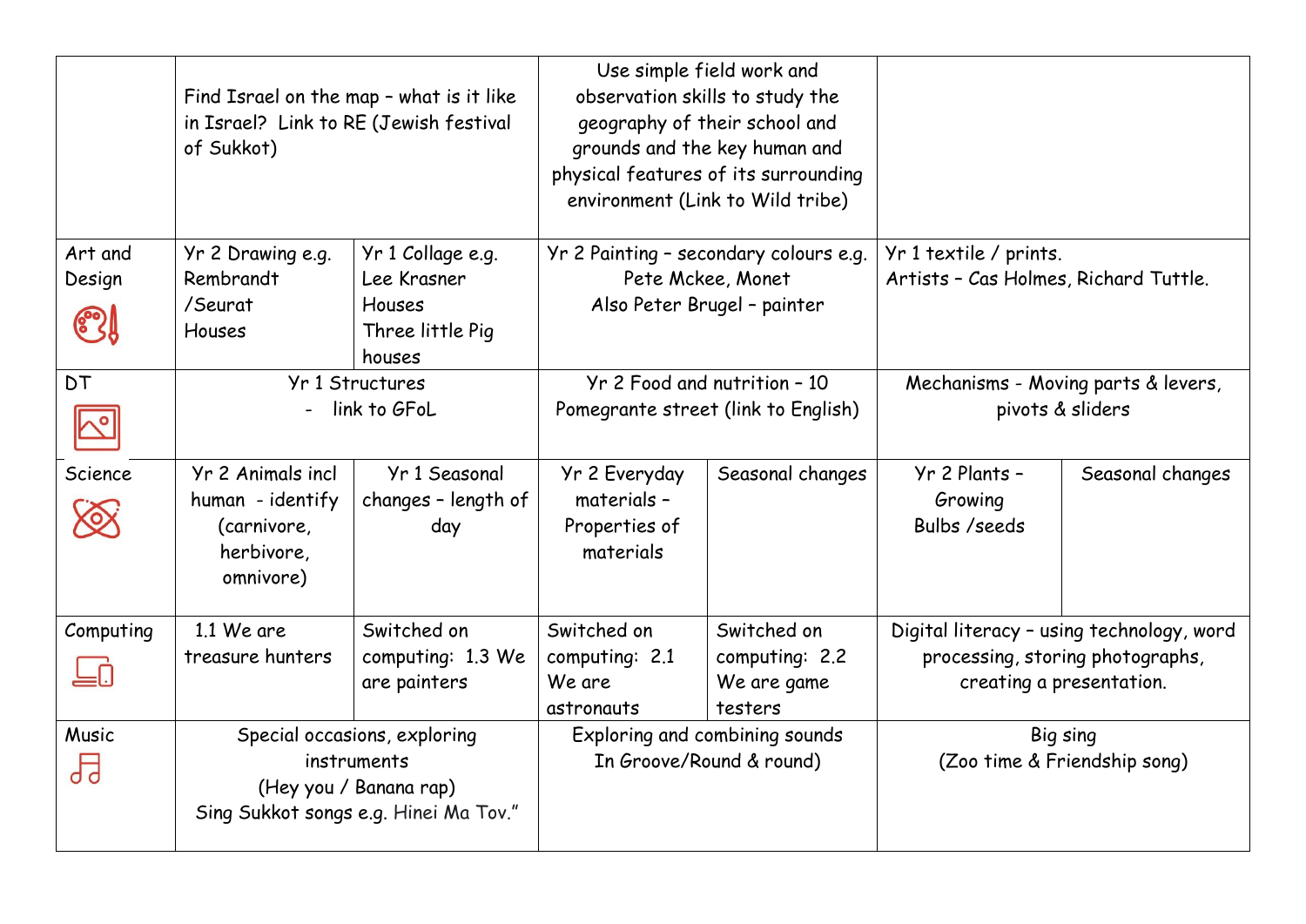| | | | | | | |
|---|---|---|---|---|---|---|
| | Find Israel on the map – what is it like in Israel? Link to RE (Jewish festival of Sukkot) | | Use simple field work and observation skills to study the geography of their school and grounds and the key human and physical features of its surrounding environment (Link to Wild tribe) | | | |
| Art and Design | Yr 2 Drawing e.g. Rembrandt /Seurat Houses | Yr 1 Collage e.g. Lee Krasner Houses Three little Pig houses | Yr 2 Painting – secondary colours e.g. Pete Mckee, Monet Also Peter Brugel – painter | | Yr 1 textile / prints. Artists – Cas Holmes, Richard Tuttle. | |
| DT | Yr 1 Structures - link to GFoL | | Yr 2 Food and nutrition – 10 Pomegrante street (link to English) | | Mechanisms - Moving parts & levers, pivots & sliders | |
| Science | Yr 2 Animals incl human - identify (carnivore, herbivore, omnivore) | Yr 1 Seasonal changes – length of day | Yr 2 Everyday materials – Properties of materials | Seasonal changes | Yr 2 Plants – Growing Bulbs /seeds | Seasonal changes |
| Computing | 1.1 We are treasure hunters | Switched on computing: 1.3 We are painters | Switched on computing: 2.1 We are astronauts | Switched on computing: 2.2 We are game testers | Digital literacy – using technology, word processing, storing photographs, creating a presentation. | |
| Music | Special occasions, exploring instruments (Hey you / Banana rap) Sing Sukkot songs e.g. Hinei Ma Tov." | | Exploring and combining sounds In Groove/Round & round) | | Big sing (Zoo time & Friendship song) | |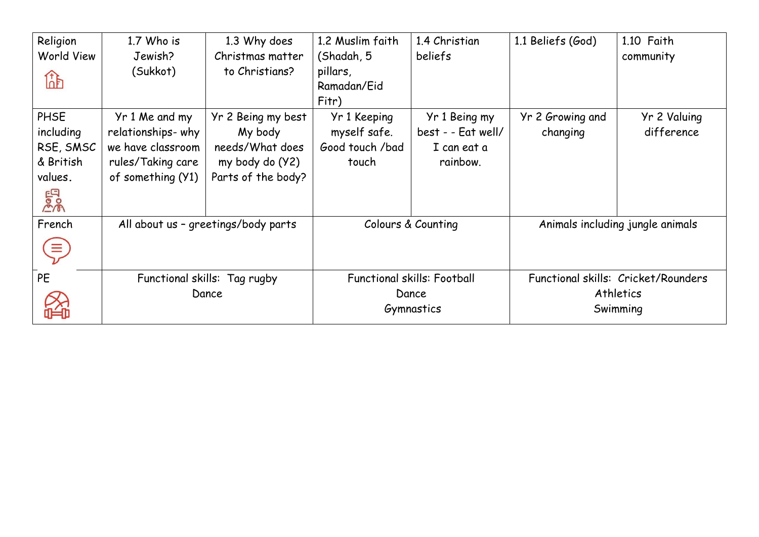| | | | | | | |
|---|---|---|---|---|---|---|
| Religion World View | 1.7 Who is Jewish? (Sukkot) | 1.3 Why does Christmas matter to Christians? | 1.2 Muslim faith (Shadah, 5 pillars, Ramadan/Eid Fitr) | 1.4 Christian beliefs | 1.1 Beliefs (God) | 1.10 Faith community |
| PHSE including RSE, SMSC & British values. | Yr 1 Me and my relationships- why we have classroom rules/Taking care of something (Y1) | Yr 2 Being my best My body needs/What does my body do (Y2) Parts of the body? | Yr 1 Keeping myself safe. Good touch /bad touch | Yr 1 Being my best - - Eat well/ I can eat a rainbow. | Yr 2 Growing and changing | Yr 2 Valuing difference |
| French | All about us – greetings/body parts | | Colours & Counting | | Animals including jungle animals | |
| PE | Functional skills: Tag rugby<br>Dance | | Functional skills: Football<br>Dance<br>Gymnastics | | Functional skills: Cricket/Rounders<br>Athletics<br>Swimming | |